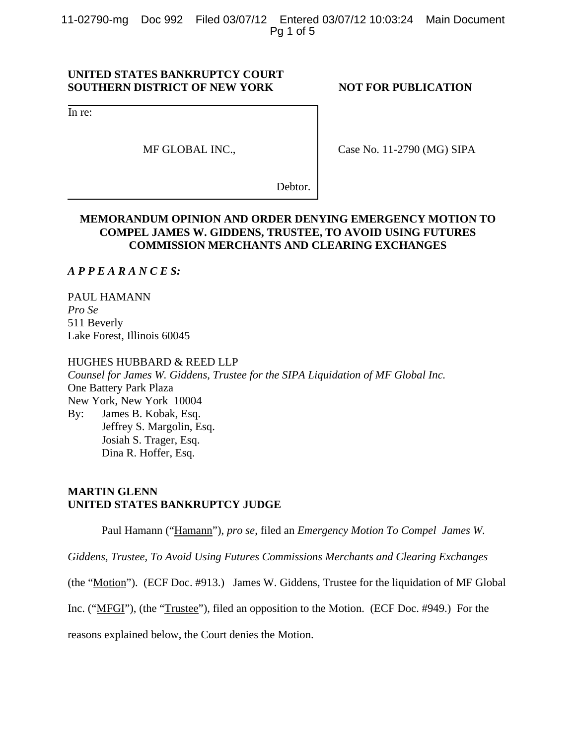**UNITED STATES BANKRUPTCY COURT**
**SOUTHERN DISTRICT OF NEW YORK** **NOT FOR PUBLICATION**

In re:

MF GLOBAL INC., Case No. 11-2790 (MG) SIPA

Debtor.

## MEMORANDUM OPINION AND ORDER DENYING EMERGENCY MOTION TO COMPEL JAMES W. GIDDENS, TRUSTEE, TO AVOID USING FUTURES COMMISSION MERCHANTS AND CLEARING EXCHANGES

***A P P E A R A N C E S:***

PAUL HAMANN
*Pro Se*
511 Beverly
Lake Forest, Illinois 60045

HUGHES HUBBARD & REED LLP
*Counsel for James W. Giddens, Trustee for the SIPA Liquidation of MF Global Inc.*
One Battery Park Plaza
New York, New York 10004
By: James B. Kobak, Esq.
Jeffrey S. Margolin, Esq.
Josiah S. Trager, Esq.
Dina R. Hoffer, Esq.

**MARTIN GLENN**
**UNITED STATES BANKRUPTCY JUDGE**

Paul Hamann ("Hamann"), *pro se*, filed an *Emergency Motion To Compel James W. Giddens, Trustee, To Avoid Using Futures Commissions Merchants and Clearing Exchanges* (the "Motion"). (ECF Doc. #913.) James W. Giddens, Trustee for the liquidation of MF Global Inc. ("MFGI"), (the "Trustee"), filed an opposition to the Motion. (ECF Doc. #949.) For the reasons explained below, the Court denies the Motion.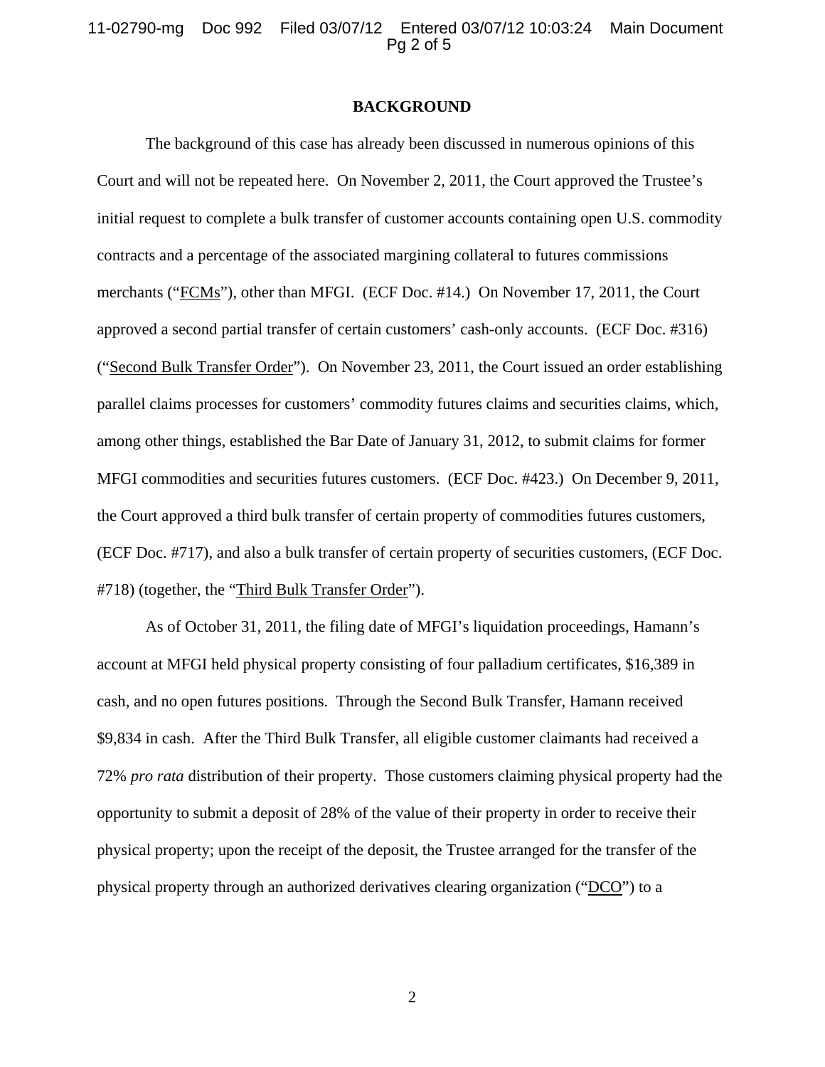## BACKGROUND

The background of this case has already been discussed in numerous opinions of this Court and will not be repeated here. On November 2, 2011, the Court approved the Trustee's initial request to complete a bulk transfer of customer accounts containing open U.S. commodity contracts and a percentage of the associated margining collateral to futures commissions merchants ("FCMs"), other than MFGI. (ECF Doc. #14.) On November 17, 2011, the Court approved a second partial transfer of certain customers' cash-only accounts. (ECF Doc. #316) ("Second Bulk Transfer Order"). On November 23, 2011, the Court issued an order establishing parallel claims processes for customers' commodity futures claims and securities claims, which, among other things, established the Bar Date of January 31, 2012, to submit claims for former MFGI commodities and securities futures customers. (ECF Doc. #423.) On December 9, 2011, the Court approved a third bulk transfer of certain property of commodities futures customers, (ECF Doc. #717), and also a bulk transfer of certain property of securities customers, (ECF Doc. #718) (together, the "Third Bulk Transfer Order").

As of October 31, 2011, the filing date of MFGI's liquidation proceedings, Hamann's account at MFGI held physical property consisting of four palladium certificates, \$16,389 in cash, and no open futures positions. Through the Second Bulk Transfer, Hamann received \$9,834 in cash. After the Third Bulk Transfer, all eligible customer claimants had received a 72% *pro rata* distribution of their property. Those customers claiming physical property had the opportunity to submit a deposit of 28% of the value of their property in order to receive their physical property; upon the receipt of the deposit, the Trustee arranged for the transfer of the physical property through an authorized derivatives clearing organization ("DCO") to a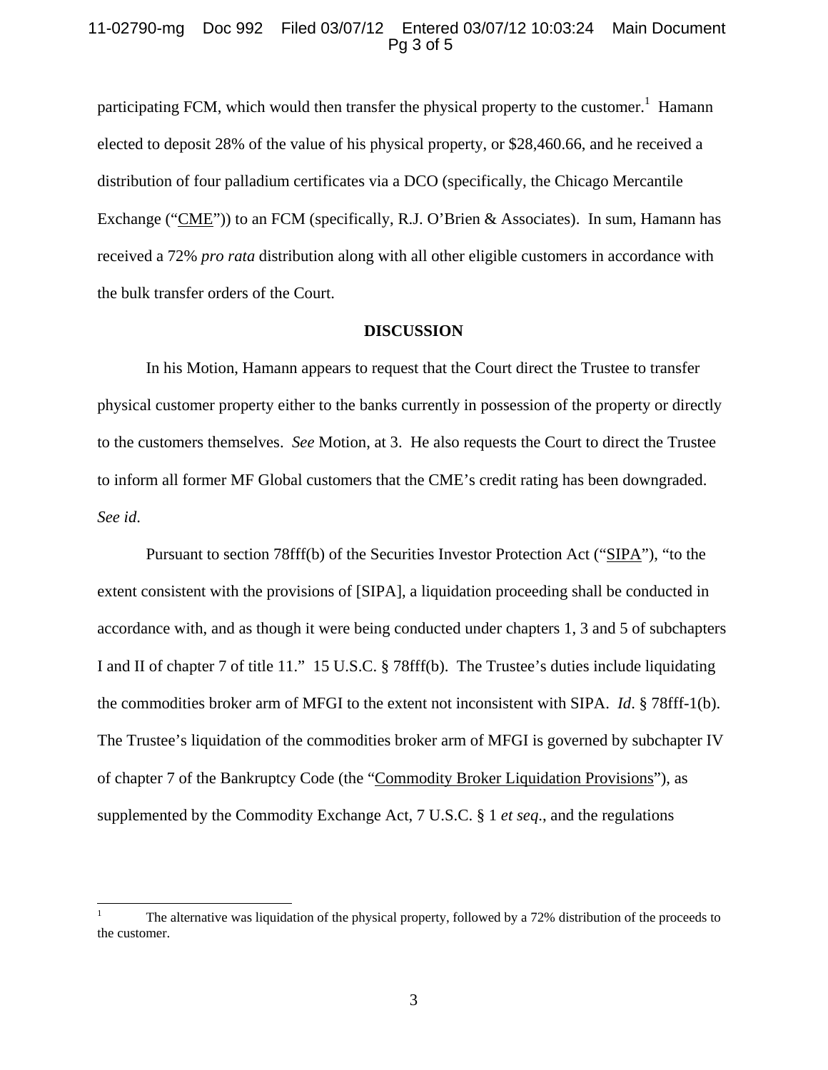participating FCM, which would then transfer the physical property to the customer.[1] Hamann elected to deposit 28% of the value of his physical property, or $28,460.66, and he received a distribution of four palladium certificates via a DCO (specifically, the Chicago Mercantile Exchange ("CME")) to an FCM (specifically, R.J. O'Brien & Associates). In sum, Hamann has received a 72% *pro rata* distribution along with all other eligible customers in accordance with the bulk transfer orders of the Court.

**DISCUSSION**

In his Motion, Hamann appears to request that the Court direct the Trustee to transfer physical customer property either to the banks currently in possession of the property or directly to the customers themselves. *See* Motion, at 3. He also requests the Court to direct the Trustee to inform all former MF Global customers that the CME's credit rating has been downgraded. *See id*.

Pursuant to section 78fff(b) of the Securities Investor Protection Act ("SIPA"), "to the extent consistent with the provisions of [SIPA], a liquidation proceeding shall be conducted in accordance with, and as though it were being conducted under chapters 1, 3 and 5 of subchapters I and II of chapter 7 of title 11." 15 U.S.C. § 78fff(b). The Trustee's duties include liquidating the commodities broker arm of MFGI to the extent not inconsistent with SIPA. *Id*. § 78fff-1(b). The Trustee's liquidation of the commodities broker arm of MFGI is governed by subchapter IV of chapter 7 of the Bankruptcy Code (the "Commodity Broker Liquidation Provisions"), as supplemented by the Commodity Exchange Act, 7 U.S.C. § 1 *et seq*., and the regulations

[1] The alternative was liquidation of the physical property, followed by a 72% distribution of the proceeds to the customer.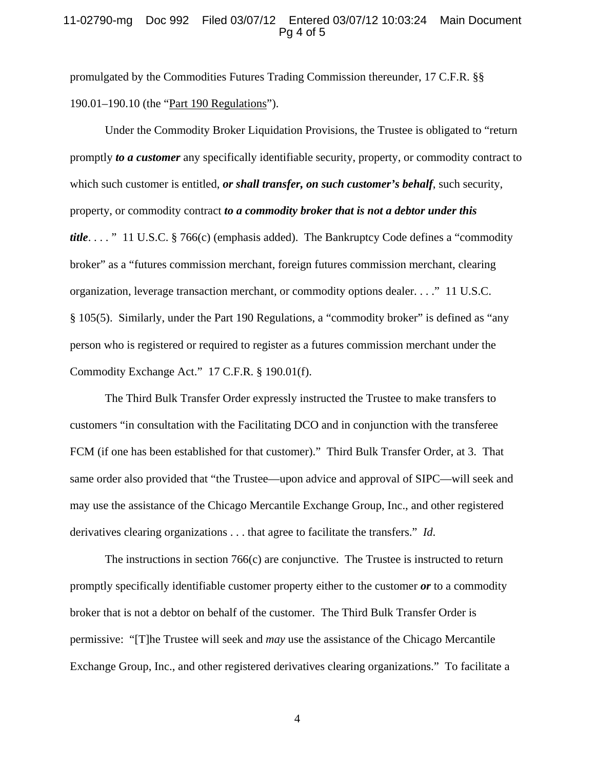promulgated by the Commodities Futures Trading Commission thereunder, 17 C.F.R. §§ 190.01–190.10 (the "Part 190 Regulations").

Under the Commodity Broker Liquidation Provisions, the Trustee is obligated to "return promptly ***to a customer*** any specifically identifiable security, property, or commodity contract to which such customer is entitled, ***or shall transfer, on such customer's behalf***, such security, property, or commodity contract ***to a commodity broker that is not a debtor under this title***. . . . " 11 U.S.C. § 766(c) (emphasis added). The Bankruptcy Code defines a "commodity broker" as a "futures commission merchant, foreign futures commission merchant, clearing organization, leverage transaction merchant, or commodity options dealer. . . ." 11 U.S.C. § 105(5). Similarly, under the Part 190 Regulations, a "commodity broker" is defined as "any person who is registered or required to register as a futures commission merchant under the Commodity Exchange Act." 17 C.F.R. § 190.01(f).

The Third Bulk Transfer Order expressly instructed the Trustee to make transfers to customers "in consultation with the Facilitating DCO and in conjunction with the transferee FCM (if one has been established for that customer)." Third Bulk Transfer Order, at 3. That same order also provided that "the Trustee—upon advice and approval of SIPC—will seek and may use the assistance of the Chicago Mercantile Exchange Group, Inc., and other registered derivatives clearing organizations . . . that agree to facilitate the transfers." *Id*.

The instructions in section 766(c) are conjunctive. The Trustee is instructed to return promptly specifically identifiable customer property either to the customer ***or*** to a commodity broker that is not a debtor on behalf of the customer. The Third Bulk Transfer Order is permissive: "[T]he Trustee will seek and *may* use the assistance of the Chicago Mercantile Exchange Group, Inc., and other registered derivatives clearing organizations." To facilitate a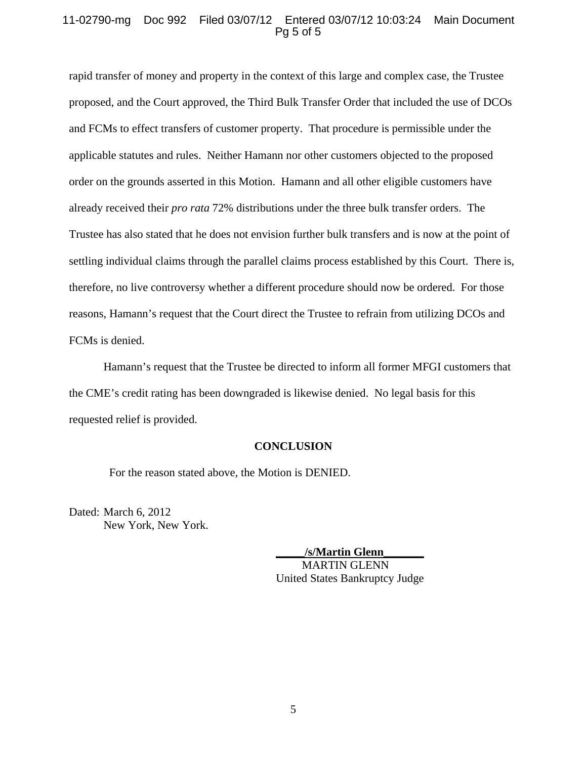rapid transfer of money and property in the context of this large and complex case, the Trustee proposed, and the Court approved, the Third Bulk Transfer Order that included the use of DCOs and FCMs to effect transfers of customer property. That procedure is permissible under the applicable statutes and rules. Neither Hamann nor other customers objected to the proposed order on the grounds asserted in this Motion. Hamann and all other eligible customers have already received their *pro rata* 72% distributions under the three bulk transfer orders. The Trustee has also stated that he does not envision further bulk transfers and is now at the point of settling individual claims through the parallel claims process established by this Court. There is, therefore, no live controversy whether a different procedure should now be ordered. For those reasons, Hamann's request that the Court direct the Trustee to refrain from utilizing DCOs and FCMs is denied.

Hamann's request that the Trustee be directed to inform all former MFGI customers that the CME's credit rating has been downgraded is likewise denied. No legal basis for this requested relief is provided.

**CONCLUSION**

For the reason stated above, the Motion is DENIED.

Dated: March 6, 2012
New York, New York.

**/s/Martin Glenn**
MARTIN GLENN
United States Bankruptcy Judge